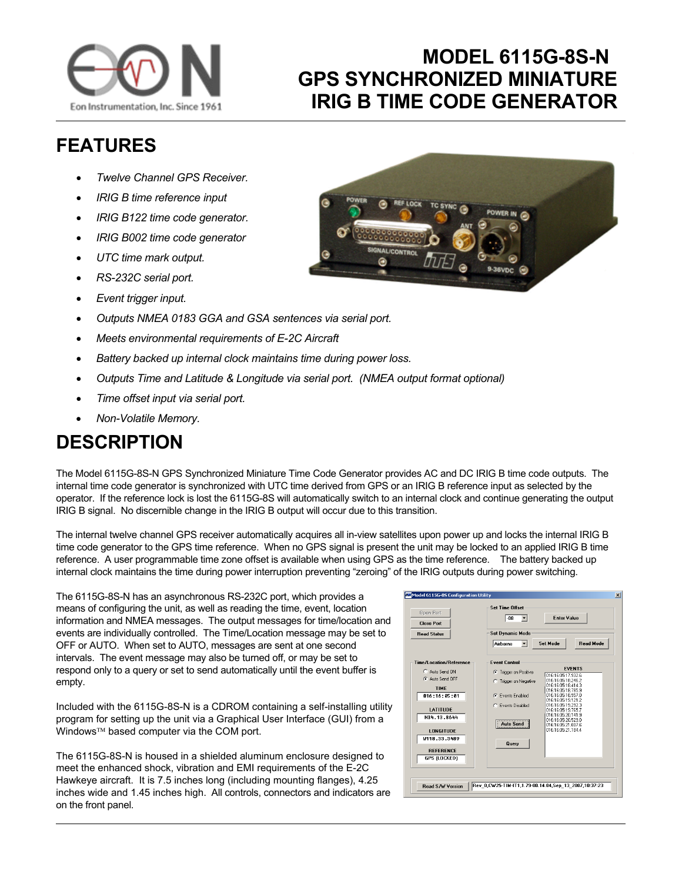# MODEL 6115G-8S-N GPS SYNCHRONIZED MINIATURE IRIG B TIME CODE GENERATOR

Eon Instrumentation, Inc. Since 1961

## FEATURES

- *Twelve Channel GPS Receiver.*
- *IRIG B time reference input*
- *IRIG B122 time code generator.*
- *IRIG B002 time code generator*
- *UTC time mark output.*
- *RS-232C serial port.*
- *Event trigger input.*
- *Outputs NMEA 0183 GGA and GSA sentences via serial port.*
- *Meets environmental requirements of E-2C Aircraft*
- *Battery backed up internal clock maintains time during power loss.*
- *Outputs Time and Latitude & Longitude via serial port. (NMEA output format optional)*
- *Time offset input via serial port.*
- *Non-Volatile Memory.*

## DESCRIPTION

The Model 6115G-8S-N GPS Synchronized Miniature Time Code Generator provides AC and DC IRIG B time code outputs. The internal time code generator is synchronized with UTC time derived from GPS or an IRIG B reference input as selected by the operator. If the reference lock is lost the 6115G-8S will automatically switch to an internal clock and continue generating the output IRIG B signal. No discernible change in the IRIG B output will occur due to this transition.

The internal twelve channel GPS receiver automatically acquires all in-view satellites upon power up and locks the internal IRIG B time code generator to the GPS time reference. When no GPS signal is present the unit may be locked to an applied IRIG B time reference. A user programmable time zone offset is available when using GPS as the time reference. The battery backed up internal clock maintains the time during power interruption preventing "zeroing" of the IRIG outputs during power switching.

The 6115G-8S-N has an asynchronous RS-232C port, which provides a means of configuring the unit, as well as reading the time, event, location information and NMEA messages. The output messages for time/location and events are individually controlled. The Time/Location message may be set to OFF or AUTO. When set to AUTO, messages are sent at one second intervals. The event message may also be turned off, or may be set to respond only to a query or set to send automatically until the event buffer is empty.

Included with the 6115G-8S-N is a CDROM containing a self-installing utility program for setting up the unit via a Graphical User Interface (GUI) from a Windows™ based computer via the COM port.

The 6115G-8S-N is housed in a shielded aluminum enclosure designed to meet the enhanced shock, vibration and EMI requirements of the E-2C Hawkeye aircraft. It is 7.5 inches long (including mounting flanges), 4.25 inches wide and 1.45 inches high. All controls, connectors and indicators are on the front panel.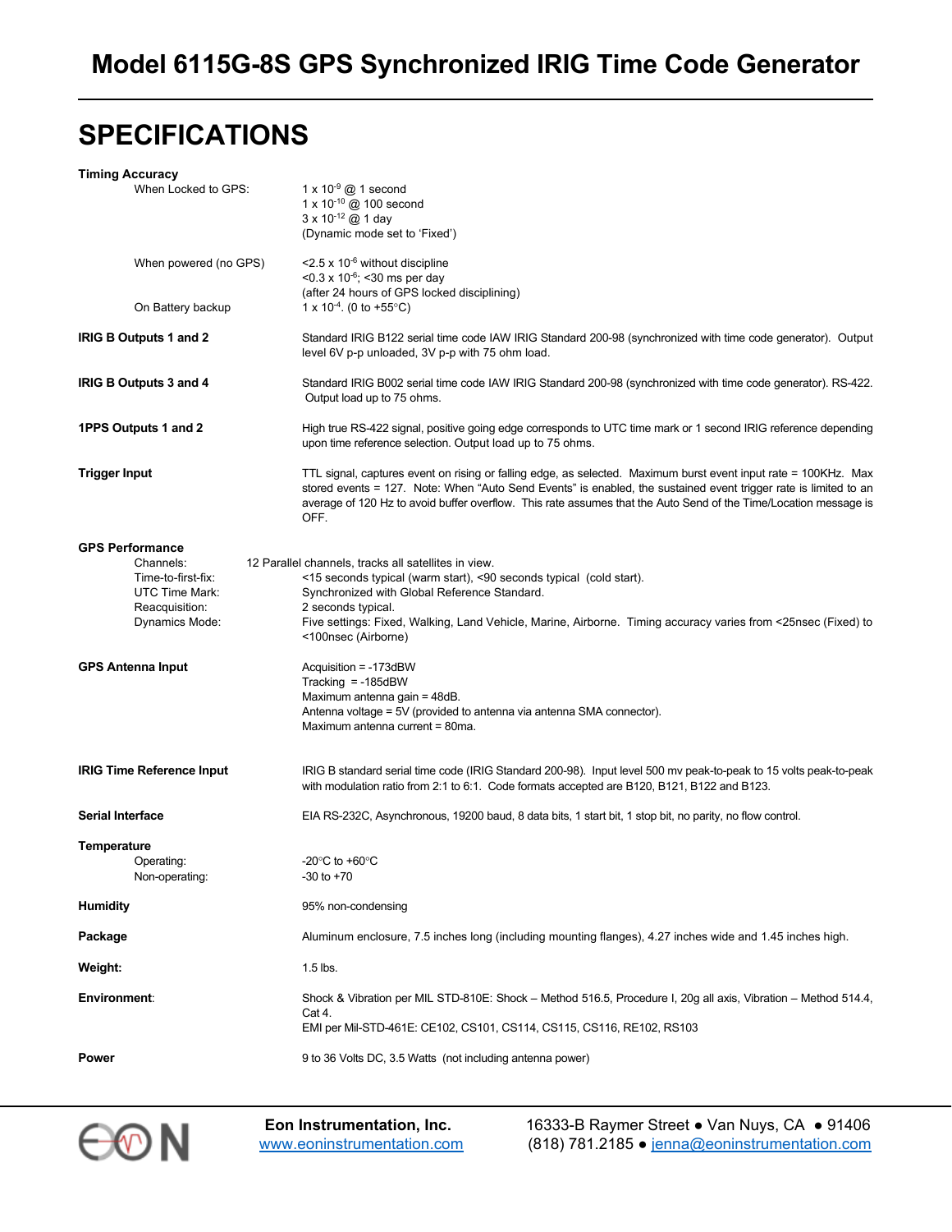# Model 6115G-8S GPS Synchronized IRIG Time Code Generator

## SPECIFICATIONS

**Timing Accuracy**

| | |
|---|---|
| When Locked to GPS: | $1 \times 10^{-9}$ @ 1 second<br>$1 \times 10^{-10}$ @ 100 second<br>$3 \times 10^{-12}$ @ 1 day<br>(Dynamic mode set to 'Fixed') |
| When powered (no GPS) | $<2.5 \times 10^{-6}$ without discipline<br>$<0.3 \times 10^{-6}$; <30 ms per day<br>(after 24 hours of GPS locked disciplining) |
| On Battery backup | $1 \times 10^{-4}$. (0 to +55°C) |

**IRIG B Outputs 1 and 2**
Standard IRIG B122 serial time code IAW IRIG Standard 200-98 (synchronized with time code generator). Output level 6V p-p unloaded, 3V p-p with 75 ohm load.

**IRIG B Outputs 3 and 4**
Standard IRIG B002 serial time code IAW IRIG Standard 200-98 (synchronized with time code generator). RS-422. Output load up to 75 ohms.

**1PPS Outputs 1 and 2**
High true RS-422 signal, positive going edge corresponds to UTC time mark or 1 second IRIG reference depending upon time reference selection. Output load up to 75 ohms.

**Trigger Input**
TTL signal, captures event on rising or falling edge, as selected. Maximum burst event input rate = 100KHz. Max stored events = 127. Note: When "Auto Send Events" is enabled, the sustained event trigger rate is limited to an average of 120 Hz to avoid buffer overflow. This rate assumes that the Auto Send of the Time/Location message is OFF.

**GPS Performance**

| | |
|---|---|
| Channels: | 12 Parallel channels, tracks all satellites in view. |
| Time-to-first-fix: | <15 seconds typical (warm start), <90 seconds typical (cold start). |
| UTC Time Mark: | Synchronized with Global Reference Standard. |
| Reacquisition: | 2 seconds typical. |
| Dynamics Mode: | Five settings: Fixed, Walking, Land Vehicle, Marine, Airborne. Timing accuracy varies from <25nsec (Fixed) to <100nsec (Airborne) |

**GPS Antenna Input**
Acquisition = -173dBW
Tracking = -185dBW
Maximum antenna gain = 48dB.
Antenna voltage = 5V (provided to antenna via antenna SMA connector).
Maximum antenna current = 80ma.

**IRIG Time Reference Input**
IRIG B standard serial time code (IRIG Standard 200-98). Input level 500 mv peak-to-peak to 15 volts peak-to-peak with modulation ratio from 2:1 to 6:1. Code formats accepted are B120, B121, B122 and B123.

**Serial Interface**
EIA RS-232C, Asynchronous, 19200 baud, 8 data bits, 1 start bit, 1 stop bit, no parity, no flow control.

**Temperature**

| | |
|---|---|
| Operating: | -20°C to +60°C |
| Non-operating: | -30 to +70 |

**Humidity**
95% non-condensing

**Package**
Aluminum enclosure, 7.5 inches long (including mounting flanges), 4.27 inches wide and 1.45 inches high.

**Weight:**
1.5 lbs.

**Environment:**
Shock & Vibration per MIL STD-810E: Shock – Method 516.5, Procedure I, 20g all axis, Vibration – Method 514.4, Cat 4.
EMI per Mil-STD-461E: CE102, CS101, CS114, CS115, CS116, RE102, RS103

**Power**
9 to 36 Volts DC, 3.5 Watts (not including antenna power)

**Eon Instrumentation, Inc.**
www.eoninstrumentation.com
16333-B Raymer Street ● Van Nuys, CA ● 91406
(818) 781.2185 ● jenna@eoninstrumentation.com